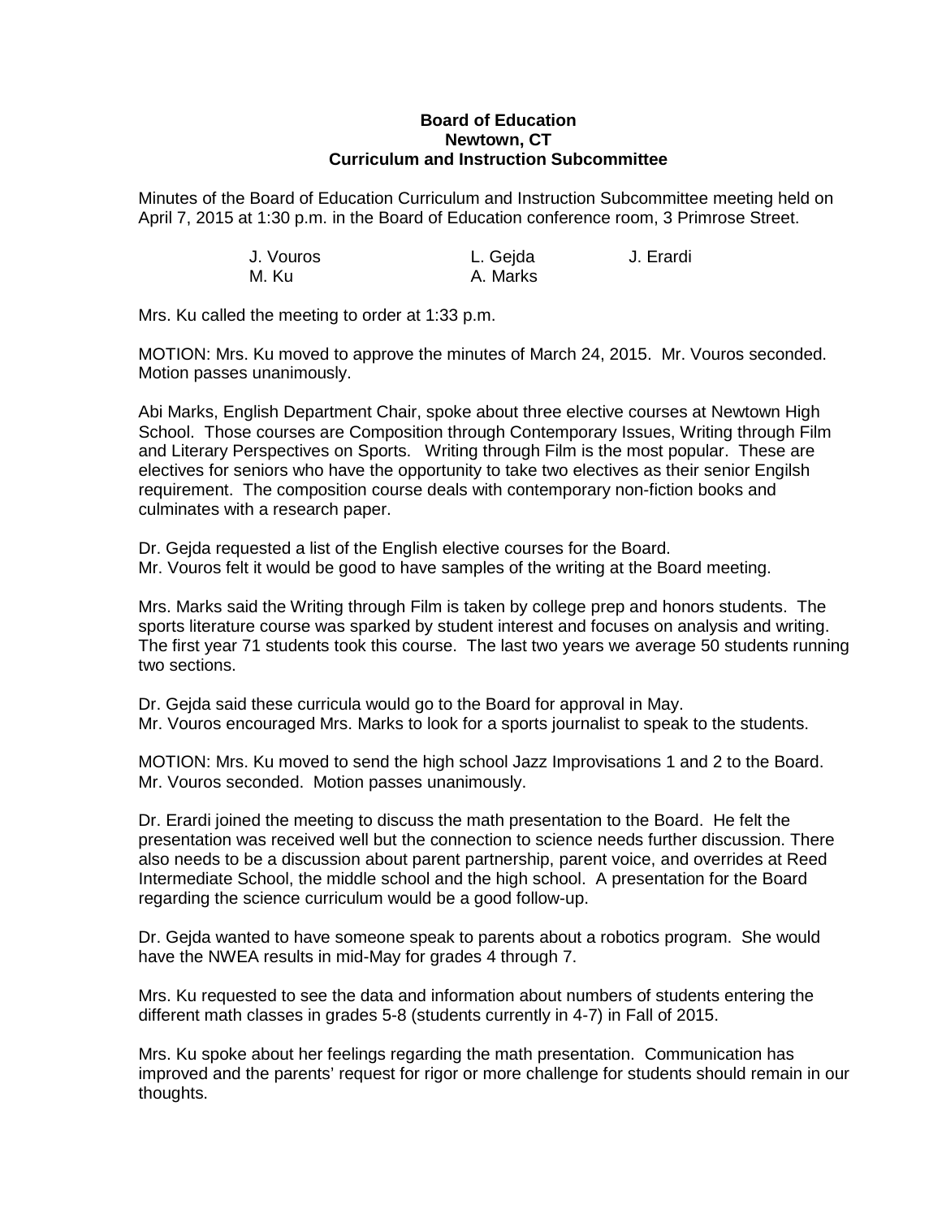**Board of Education**
**Newtown, CT**
**Curriculum and Instruction Subcommittee**

Minutes of the Board of Education Curriculum and Instruction Subcommittee meeting held on April 7, 2015 at 1:30 p.m. in the Board of Education conference room, 3 Primrose Street.

| | | |
|---|---|---|
| J. Vouros | L. Gejda | J. Erardi |
| M. Ku | A. Marks | |

Mrs. Ku called the meeting to order at 1:33 p.m.

MOTION: Mrs. Ku moved to approve the minutes of March 24, 2015. Mr. Vouros seconded. Motion passes unanimously.

Abi Marks, English Department Chair, spoke about three elective courses at Newtown High School. Those courses are Composition through Contemporary Issues, Writing through Film and Literary Perspectives on Sports. Writing through Film is the most popular. These are electives for seniors who have the opportunity to take two electives as their senior Engilsh requirement. The composition course deals with contemporary non-fiction books and culminates with a research paper.

Dr. Gejda requested a list of the English elective courses for the Board.
Mr. Vouros felt it would be good to have samples of the writing at the Board meeting.

Mrs. Marks said the Writing through Film is taken by college prep and honors students. The sports literature course was sparked by student interest and focuses on analysis and writing. The first year 71 students took this course. The last two years we average 50 students running two sections.

Dr. Gejda said these curricula would go to the Board for approval in May.
Mr. Vouros encouraged Mrs. Marks to look for a sports journalist to speak to the students.

MOTION: Mrs. Ku moved to send the high school Jazz Improvisations 1 and 2 to the Board. Mr. Vouros seconded. Motion passes unanimously.

Dr. Erardi joined the meeting to discuss the math presentation to the Board. He felt the presentation was received well but the connection to science needs further discussion. There also needs to be a discussion about parent partnership, parent voice, and overrides at Reed Intermediate School, the middle school and the high school. A presentation for the Board regarding the science curriculum would be a good follow-up.

Dr. Gejda wanted to have someone speak to parents about a robotics program. She would have the NWEA results in mid-May for grades 4 through 7.

Mrs. Ku requested to see the data and information about numbers of students entering the different math classes in grades 5-8 (students currently in 4-7) in Fall of 2015.

Mrs. Ku spoke about her feelings regarding the math presentation. Communication has improved and the parents' request for rigor or more challenge for students should remain in our thoughts.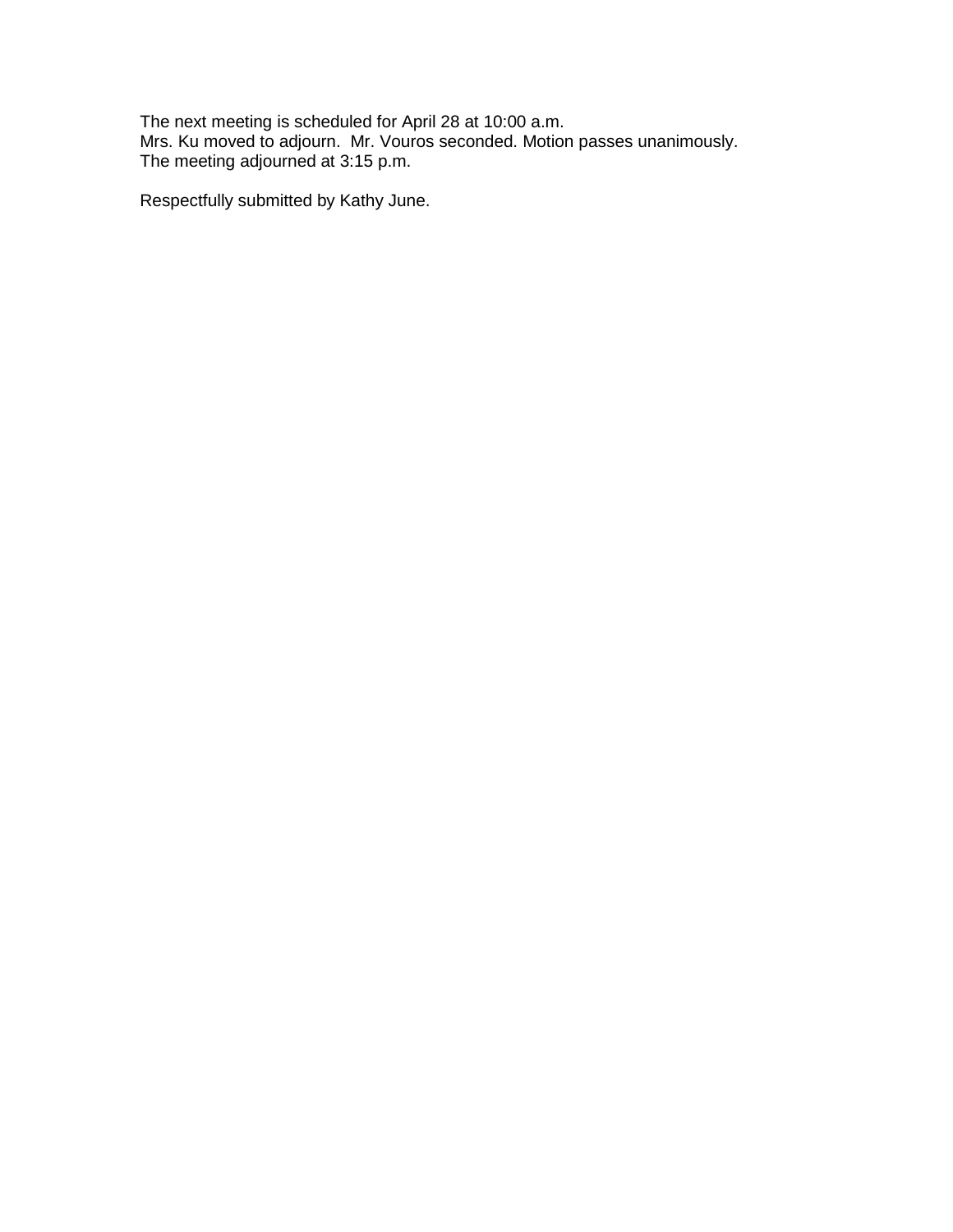The next meeting is scheduled for April 28 at 10:00 a.m.
Mrs. Ku moved to adjourn. Mr. Vouros seconded. Motion passes unanimously.
The meeting adjourned at 3:15 p.m.

Respectfully submitted by Kathy June.